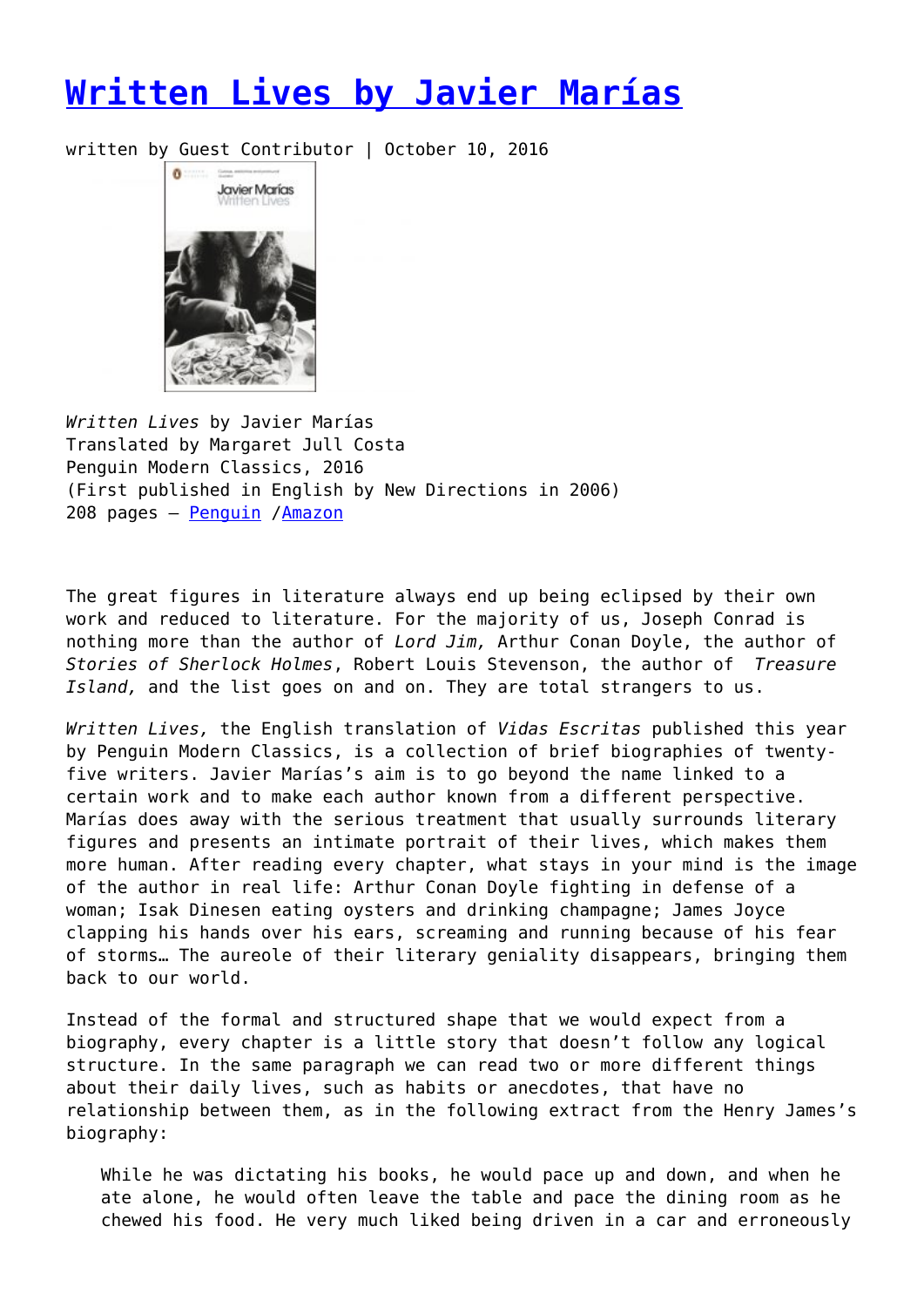# [Written Lives by Javier Marías]()

written by Guest Contributor | October 10, 2016

*Written Lives* by Javier Marías
Translated by Margaret Jull Costa
Penguin Modern Classics, 2016
(First published in English by New Directions in 2006)
208 pages – [Penguin]() /[Amazon]()

The great figures in literature always end up being eclipsed by their own work and reduced to literature. For the majority of us, Joseph Conrad is nothing more than the author of *Lord Jim,* Arthur Conan Doyle, the author of *Stories of Sherlock Holmes*, Robert Louis Stevenson, the author of *Treasure Island,* and the list goes on and on. They are total strangers to us.

*Written Lives,* the English translation of *Vidas Escritas* published this year by Penguin Modern Classics, is a collection of brief biographies of twenty-five writers. Javier Marías's aim is to go beyond the name linked to a certain work and to make each author known from a different perspective. Marías does away with the serious treatment that usually surrounds literary figures and presents an intimate portrait of their lives, which makes them more human. After reading every chapter, what stays in your mind is the image of the author in real life: Arthur Conan Doyle fighting in defense of a woman; Isak Dinesen eating oysters and drinking champagne; James Joyce clapping his hands over his ears, screaming and running because of his fear of storms… The aureole of their literary geniality disappears, bringing them back to our world.

Instead of the formal and structured shape that we would expect from a biography, every chapter is a little story that doesn't follow any logical structure. In the same paragraph we can read two or more different things about their daily lives, such as habits or anecdotes, that have no relationship between them, as in the following extract from the Henry James's biography:

> While he was dictating his books, he would pace up and down, and when he ate alone, he would often leave the table and pace the dining room as he chewed his food. He very much liked being driven in a car and erroneously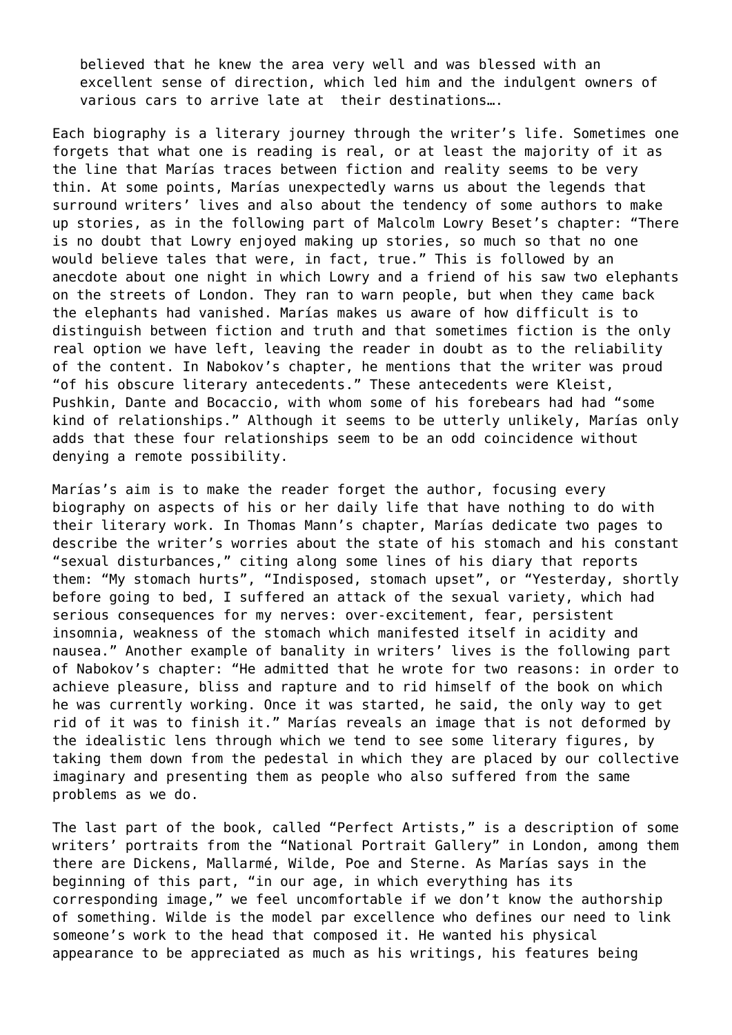> believed that he knew the area very well and was blessed with an excellent sense of direction, which led him and the indulgent owners of various cars to arrive late at their destinations….

Each biography is a literary journey through the writer's life. Sometimes one forgets that what one is reading is real, or at least the majority of it as the line that Marías traces between fiction and reality seems to be very thin. At some points, Marías unexpectedly warns us about the legends that surround writers' lives and also about the tendency of some authors to make up stories, as in the following part of Malcolm Lowry Beset's chapter: "There is no doubt that Lowry enjoyed making up stories, so much so that no one would believe tales that were, in fact, true." This is followed by an anecdote about one night in which Lowry and a friend of his saw two elephants on the streets of London. They ran to warn people, but when they came back the elephants had vanished. Marías makes us aware of how difficult is to distinguish between fiction and truth and that sometimes fiction is the only real option we have left, leaving the reader in doubt as to the reliability of the content. In Nabokov's chapter, he mentions that the writer was proud "of his obscure literary antecedents." These antecedents were Kleist, Pushkin, Dante and Bocaccio, with whom some of his forebears had had "some kind of relationships." Although it seems to be utterly unlikely, Marías only adds that these four relationships seem to be an odd coincidence without denying a remote possibility.

Marías's aim is to make the reader forget the author, focusing every biography on aspects of his or her daily life that have nothing to do with their literary work. In Thomas Mann's chapter, Marías dedicate two pages to describe the writer's worries about the state of his stomach and his constant "sexual disturbances," citing along some lines of his diary that reports them: "My stomach hurts", "Indisposed, stomach upset", or "Yesterday, shortly before going to bed, I suffered an attack of the sexual variety, which had serious consequences for my nerves: over-excitement, fear, persistent insomnia, weakness of the stomach which manifested itself in acidity and nausea." Another example of banality in writers' lives is the following part of Nabokov's chapter: "He admitted that he wrote for two reasons: in order to achieve pleasure, bliss and rapture and to rid himself of the book on which he was currently working. Once it was started, he said, the only way to get rid of it was to finish it." Marías reveals an image that is not deformed by the idealistic lens through which we tend to see some literary figures, by taking them down from the pedestal in which they are placed by our collective imaginary and presenting them as people who also suffered from the same problems as we do.

The last part of the book, called "Perfect Artists," is a description of some writers' portraits from the "National Portrait Gallery" in London, among them there are Dickens, Mallarmé, Wilde, Poe and Sterne. As Marías says in the beginning of this part, "in our age, in which everything has its corresponding image," we feel uncomfortable if we don't know the authorship of something. Wilde is the model par excellence who defines our need to link someone's work to the head that composed it. He wanted his physical appearance to be appreciated as much as his writings, his features being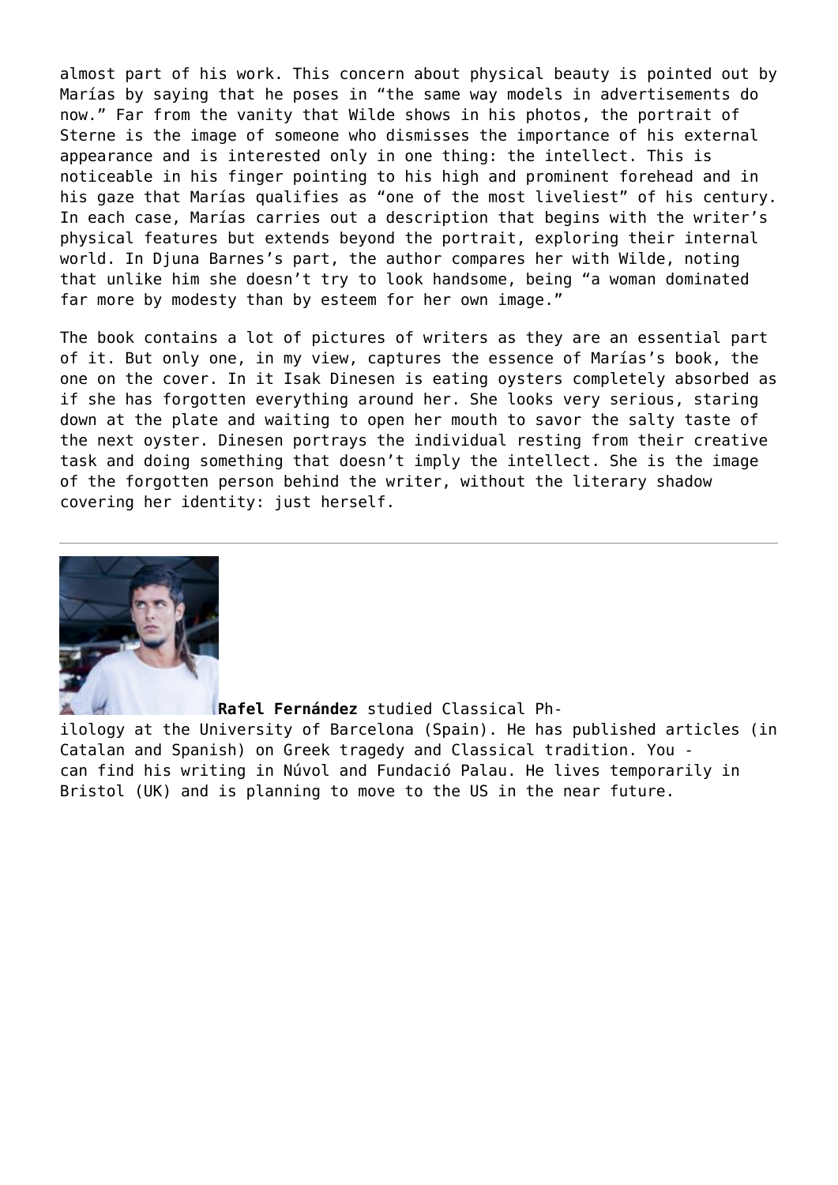almost part of his work. This concern about physical beauty is pointed out by Marías by saying that he poses in "the same way models in advertisements do now." Far from the vanity that Wilde shows in his photos, the portrait of Sterne is the image of someone who dismisses the importance of his external appearance and is interested only in one thing: the intellect. This is noticeable in his finger pointing to his high and prominent forehead and in his gaze that Marías qualifies as "one of the most liveliest" of his century. In each case, Marías carries out a description that begins with the writer's physical features but extends beyond the portrait, exploring their internal world. In Djuna Barnes's part, the author compares her with Wilde, noting that unlike him she doesn't try to look handsome, being "a woman dominated far more by modesty than by esteem for her own image."

The book contains a lot of pictures of writers as they are an essential part of it. But only one, in my view, captures the essence of Marías's book, the one on the cover. In it Isak Dinesen is eating oysters completely absorbed as if she has forgotten everything around her. She looks very serious, staring down at the plate and waiting to open her mouth to savor the salty taste of the next oyster. Dinesen portrays the individual resting from their creative task and doing something that doesn't imply the intellect. She is the image of the forgotten person behind the writer, without the literary shadow covering her identity: just herself.

---

**Rafel Fernández** studied Classical Philology at the University of Barcelona (Spain). He has published articles (in Catalan and Spanish) on Greek tragedy and Classical tradition. You can find his writing in Núvol and Fundació Palau. He lives temporarily in Bristol (UK) and is planning to move to the US in the near future.